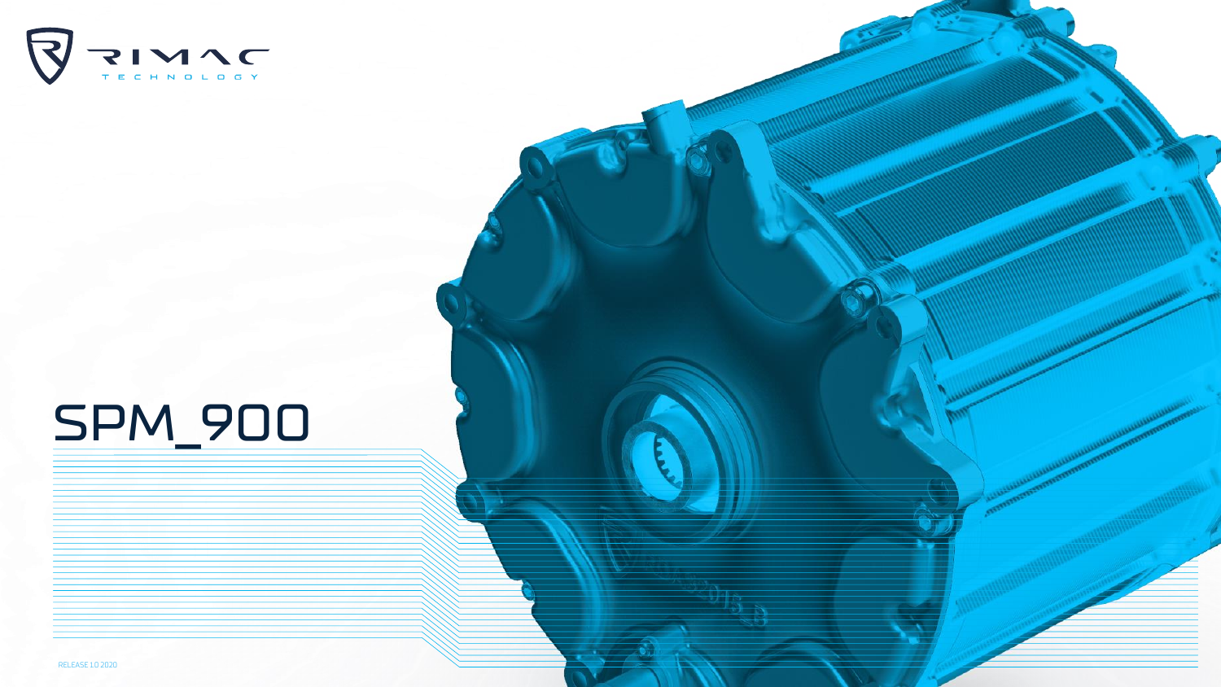RIMAC TECHNOLOGY

# SPM_900

RELEASE 1.0 2020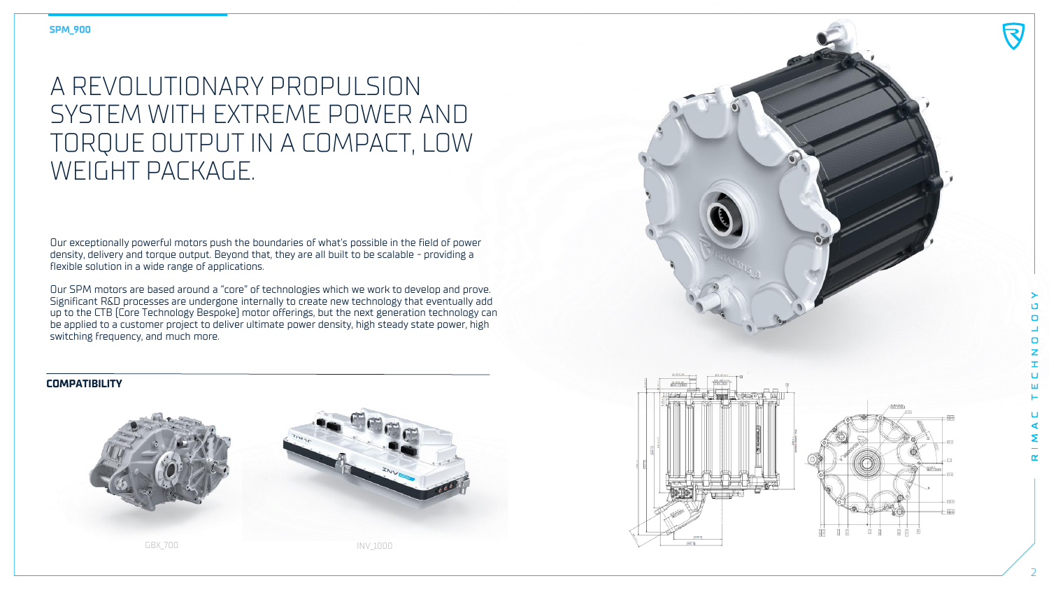SPM_900

# A REVOLUTIONARY PROPULSION SYSTEM WITH EXTREME POWER AND TORQUE OUTPUT IN A COMPACT, LOW WEIGHT PACKAGE.

Our exceptionally powerful motors push the boundaries of what's possible in the field of power density, delivery and torque output. Beyond that, they are all built to be scalable - providing a flexible solution in a wide range of applications.

Our SPM motors are based around a "core" of technologies which we work to develop and prove. Significant R&D processes are undergone internally to create new technology that eventually add up to the CTB (Core Technology Bespoke) motor offerings, but the next generation technology can be applied to a customer project to deliver ultimate power density, high steady state power, high switching frequency, and much more.

## COMPATIBILITY

GBX_700

INV_1000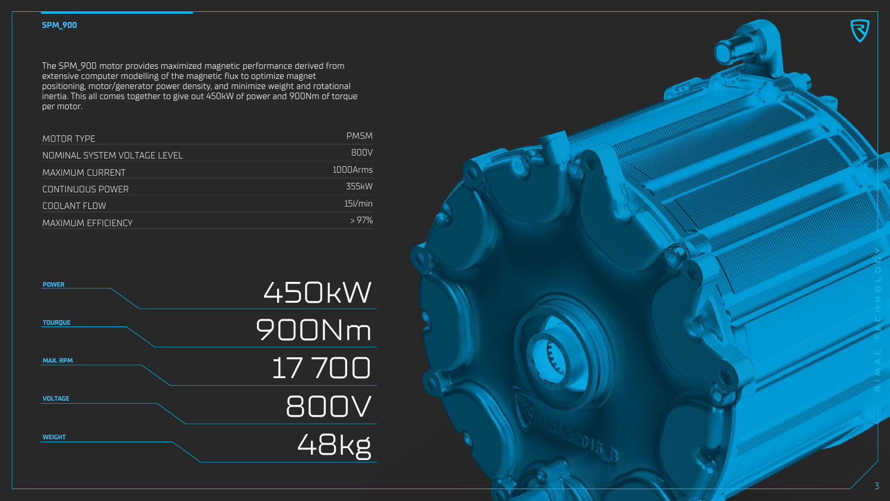## SPM_900

The SPM_900 motor provides maximized magnetic performance derived from extensive computer modelling of the magnetic flux to optimize magnet positioning, motor/generator power density, and minimize weight and rotational inertia. This all comes together to give out 450kW of power and 900Nm of torque per motor.

| | |
|---|---|
| MOTOR TYPE | PMSM |
| NOMINAL SYSTEM VOLTAGE LEVEL | 800V |
| MAXIMUM CURRENT | 1000Arms |
| CONTINUOUS POWER | 355kW |
| COOLANT FLOW | 15l/min |
| MAXIMUM EFFICIENCY | > 97% |

| | |
|---|---|
| **POWER** | 450kW |
| **TOURQUE** | 900Nm |
| **MAX. RPM** | 17 700 |
| **VOLTAGE** | 800V |
| **WEIGHT** | 48kg |

RIMAC TECHNOLOGY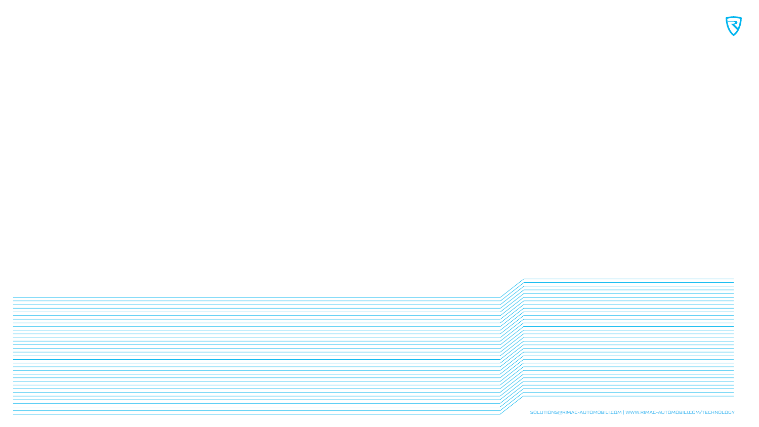SOLUTIONS@RIMAC-AUTOMOBILI.COM | WWW.RIMAC-AUTOMOBILI.COM/TECHNOLOGY